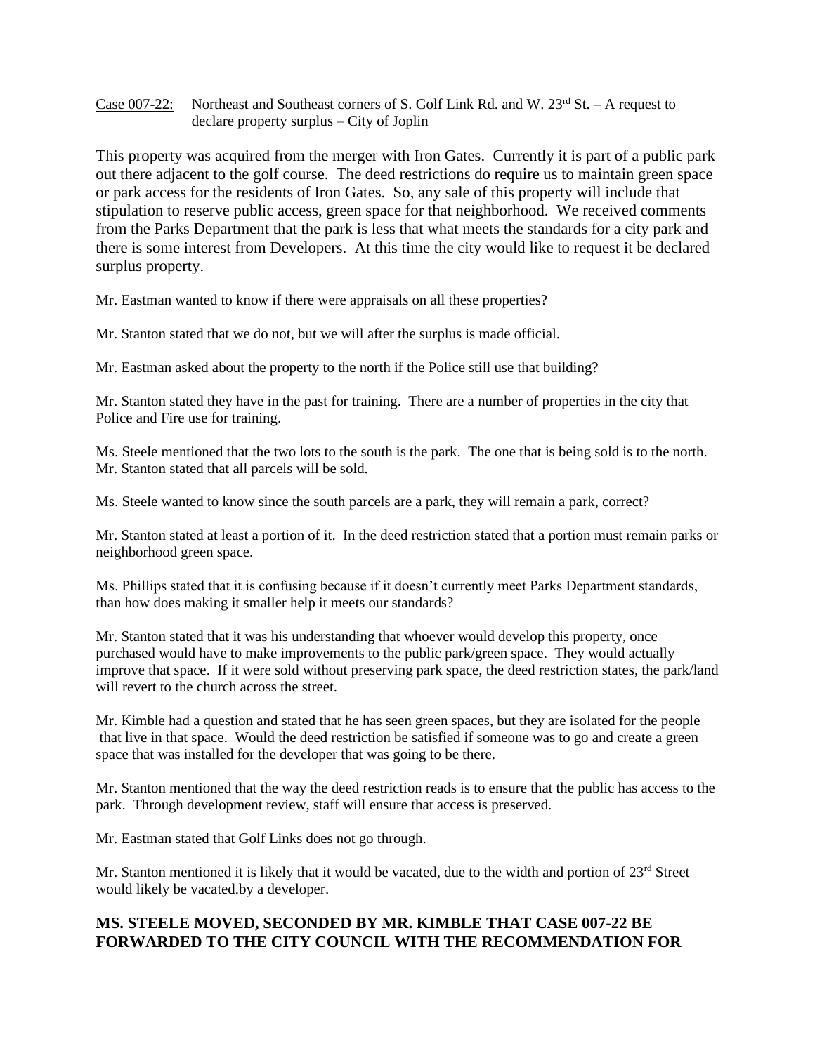Case 007-22: Northeast and Southeast corners of S. Golf Link Rd. and W. 23rd St. – A request to declare property surplus – City of Joplin

This property was acquired from the merger with Iron Gates. Currently it is part of a public park out there adjacent to the golf course. The deed restrictions do require us to maintain green space or park access for the residents of Iron Gates. So, any sale of this property will include that stipulation to reserve public access, green space for that neighborhood. We received comments from the Parks Department that the park is less that what meets the standards for a city park and there is some interest from Developers. At this time the city would like to request it be declared surplus property.

Mr. Eastman wanted to know if there were appraisals on all these properties?

Mr. Stanton stated that we do not, but we will after the surplus is made official.

Mr. Eastman asked about the property to the north if the Police still use that building?

Mr. Stanton stated they have in the past for training. There are a number of properties in the city that Police and Fire use for training.

Ms. Steele mentioned that the two lots to the south is the park. The one that is being sold is to the north. Mr. Stanton stated that all parcels will be sold.

Ms. Steele wanted to know since the south parcels are a park, they will remain a park, correct?

Mr. Stanton stated at least a portion of it. In the deed restriction stated that a portion must remain parks or neighborhood green space.

Ms. Phillips stated that it is confusing because if it doesn't currently meet Parks Department standards, than how does making it smaller help it meets our standards?

Mr. Stanton stated that it was his understanding that whoever would develop this property, once purchased would have to make improvements to the public park/green space. They would actually improve that space. If it were sold without preserving park space, the deed restriction states, the park/land will revert to the church across the street.

Mr. Kimble had a question and stated that he has seen green spaces, but they are isolated for the people that live in that space. Would the deed restriction be satisfied if someone was to go and create a green space that was installed for the developer that was going to be there.

Mr. Stanton mentioned that the way the deed restriction reads is to ensure that the public has access to the park. Through development review, staff will ensure that access is preserved.

Mr. Eastman stated that Golf Links does not go through.

Mr. Stanton mentioned it is likely that it would be vacated, due to the width and portion of 23rd Street would likely be vacated.by a developer.

**MS. STEELE MOVED, SECONDED BY MR. KIMBLE THAT CASE 007-22 BE FORWARDED TO THE CITY COUNCIL WITH THE RECOMMENDATION FOR**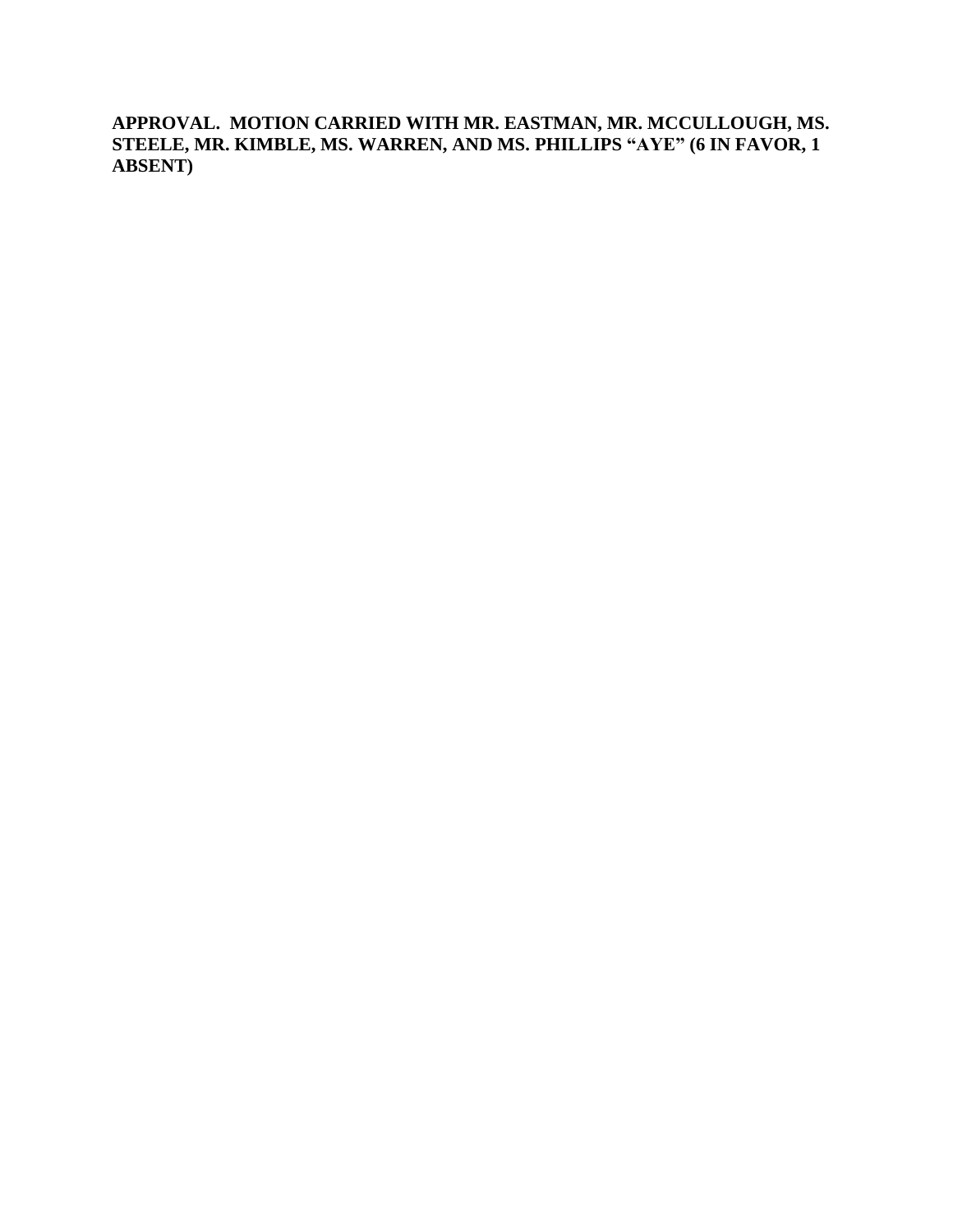**APPROVAL. MOTION CARRIED WITH MR. EASTMAN, MR. MCCULLOUGH, MS. STEELE, MR. KIMBLE, MS. WARREN, AND MS. PHILLIPS "AYE" (6 IN FAVOR, 1 ABSENT)**